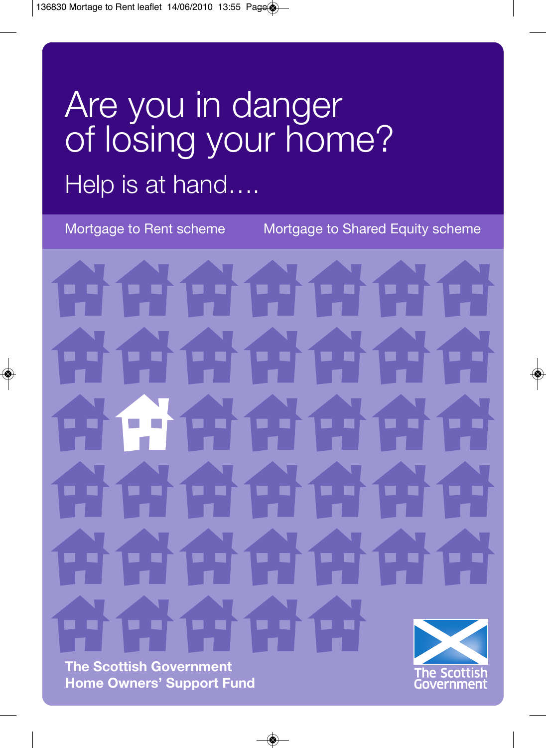# Are you in danger of losing your home?

## Help is at hand….

Mortgage to Rent scheme

Mortgage to Shared Equity scheme

**The Scottish Government**
**Home Owners' Support Fund**

The Scottish Government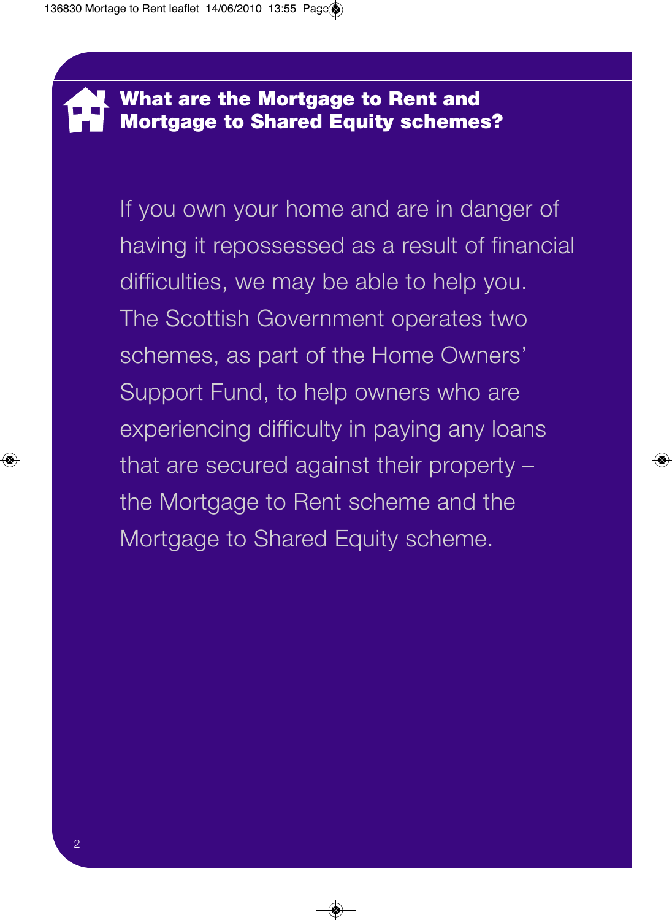## What are the Mortgage to Rent and Mortgage to Shared Equity schemes?

If you own your home and are in danger of having it repossessed as a result of financial difficulties, we may be able to help you. The Scottish Government operates two schemes, as part of the Home Owners' Support Fund, to help owners who are experiencing difficulty in paying any loans that are secured against their property – the Mortgage to Rent scheme and the Mortgage to Shared Equity scheme.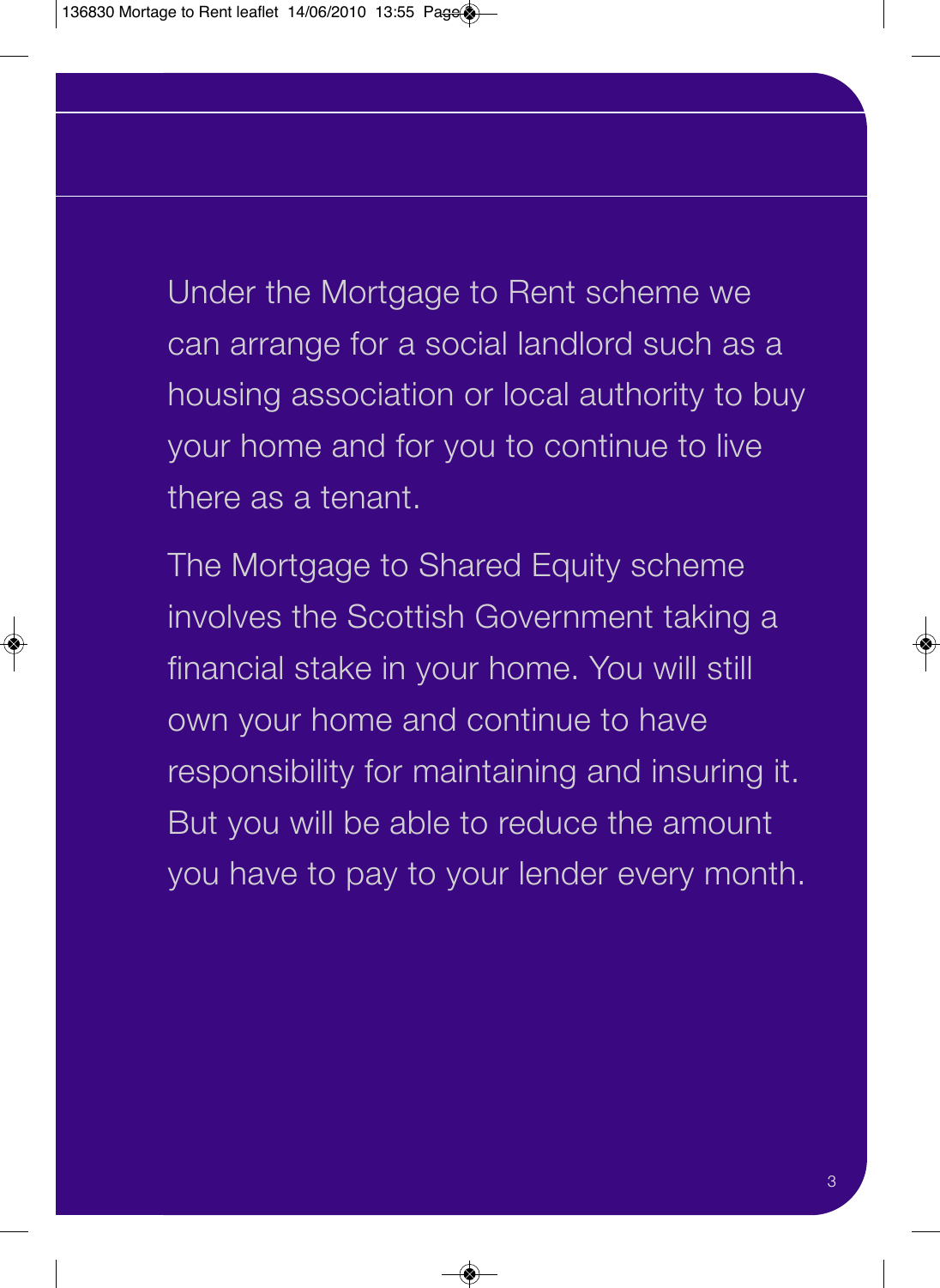Under the Mortgage to Rent scheme we can arrange for a social landlord such as a housing association or local authority to buy your home and for you to continue to live there as a tenant.

The Mortgage to Shared Equity scheme involves the Scottish Government taking a financial stake in your home. You will still own your home and continue to have responsibility for maintaining and insuring it. But you will be able to reduce the amount you have to pay to your lender every month.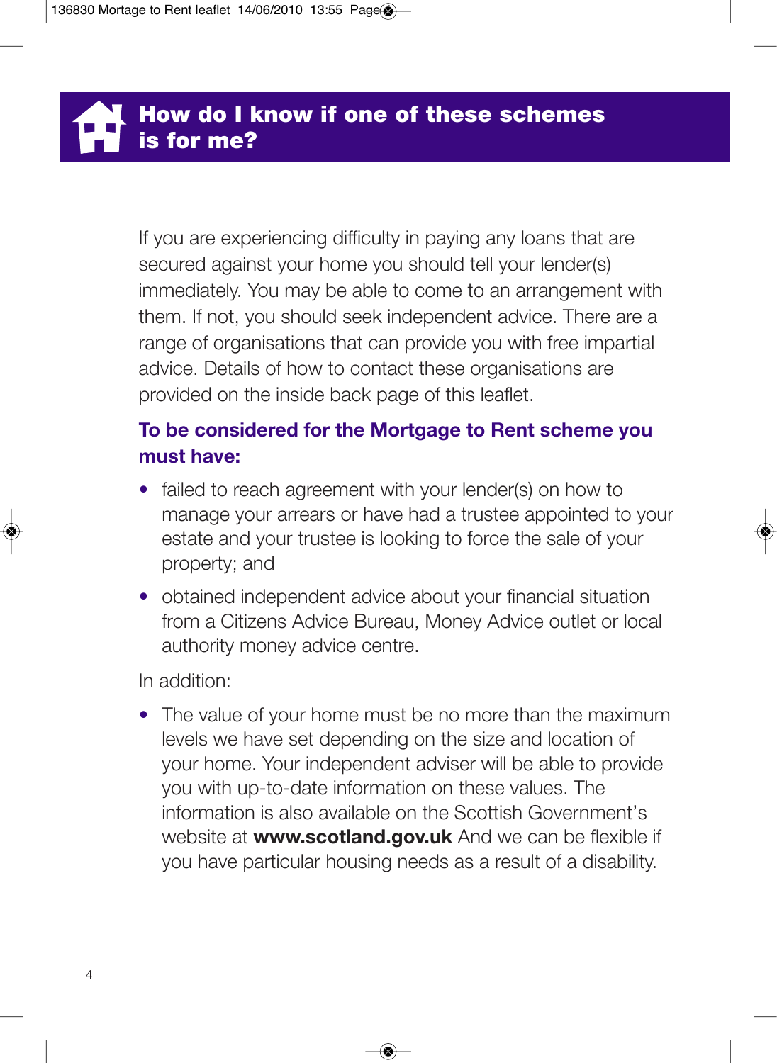## How do I know if one of these schemes is for me?

If you are experiencing difficulty in paying any loans that are secured against your home you should tell your lender(s) immediately. You may be able to come to an arrangement with them. If not, you should seek independent advice. There are a range of organisations that can provide you with free impartial advice. Details of how to contact these organisations are provided on the inside back page of this leaflet.

### To be considered for the Mortgage to Rent scheme you must have:

- failed to reach agreement with your lender(s) on how to manage your arrears or have had a trustee appointed to your estate and your trustee is looking to force the sale of your property; and
- obtained independent advice about your financial situation from a Citizens Advice Bureau, Money Advice outlet or local authority money advice centre.

In addition:

- The value of your home must be no more than the maximum levels we have set depending on the size and location of your home. Your independent adviser will be able to provide you with up-to-date information on these values. The information is also available on the Scottish Government's website at **www.scotland.gov.uk** And we can be flexible if you have particular housing needs as a result of a disability.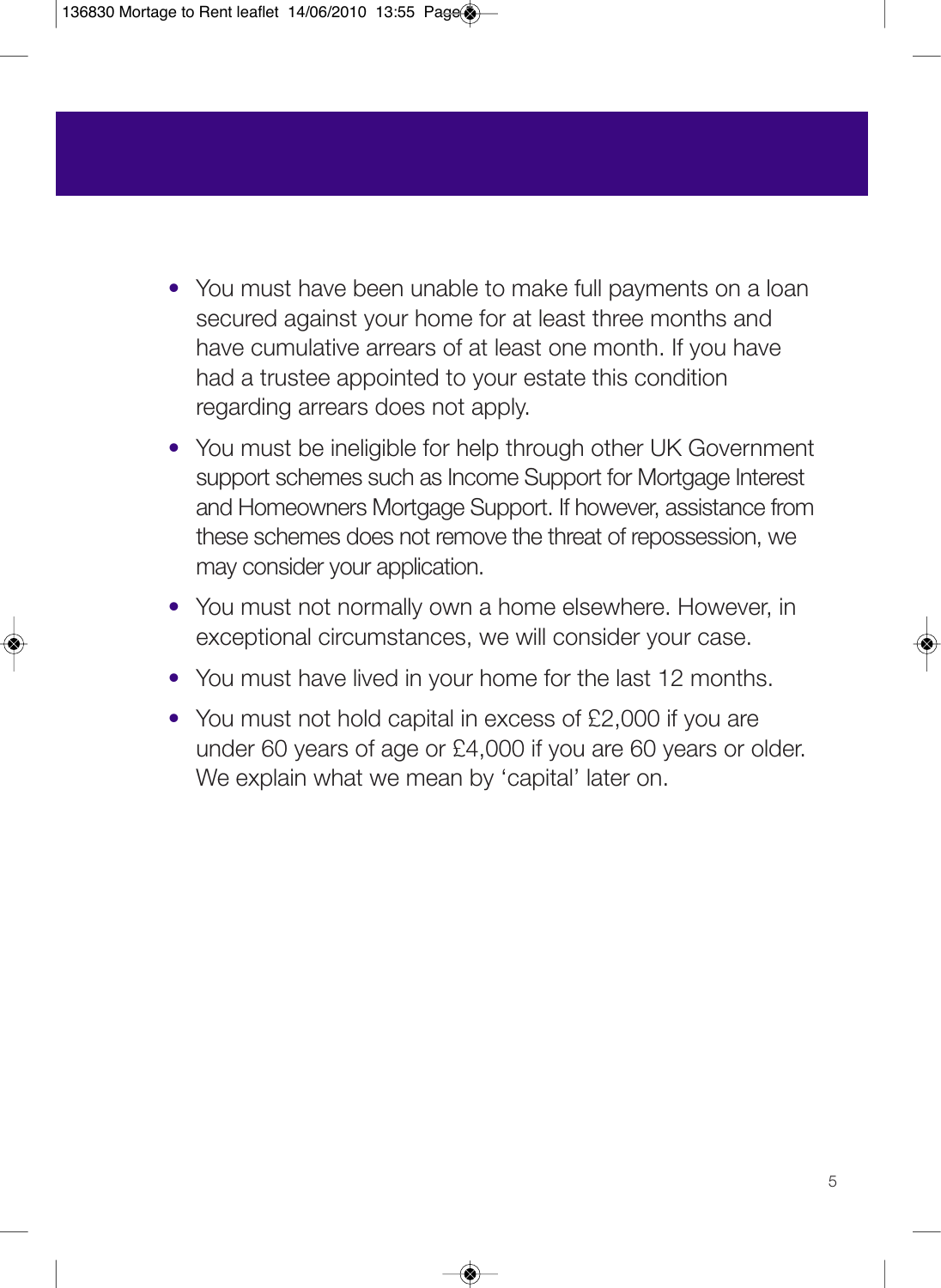- You must have been unable to make full payments on a loan secured against your home for at least three months and have cumulative arrears of at least one month. If you have had a trustee appointed to your estate this condition regarding arrears does not apply.
- You must be ineligible for help through other UK Government support schemes such as Income Support for Mortgage Interest and Homeowners Mortgage Support. If however, assistance from these schemes does not remove the threat of repossession, we may consider your application.
- You must not normally own a home elsewhere. However, in exceptional circumstances, we will consider your case.
- You must have lived in your home for the last 12 months.
- You must not hold capital in excess of £2,000 if you are under 60 years of age or £4,000 if you are 60 years or older. We explain what we mean by 'capital' later on.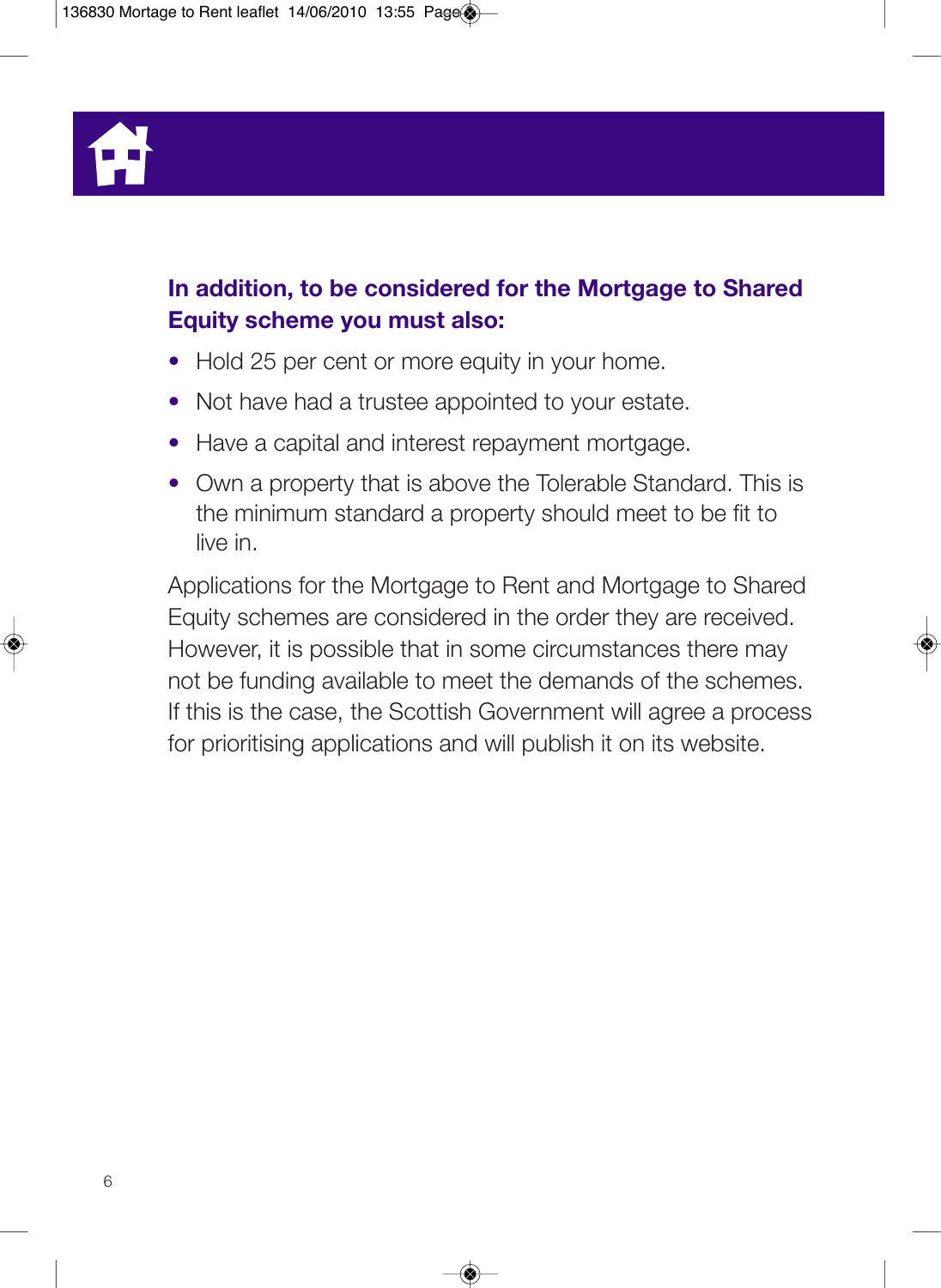**In addition, to be considered for the Mortgage to Shared Equity scheme you must also:**

- Hold 25 per cent or more equity in your home.
- Not have had a trustee appointed to your estate.
- Have a capital and interest repayment mortgage.
- Own a property that is above the Tolerable Standard. This is the minimum standard a property should meet to be fit to live in.

Applications for the Mortgage to Rent and Mortgage to Shared Equity schemes are considered in the order they are received. However, it is possible that in some circumstances there may not be funding available to meet the demands of the schemes. If this is the case, the Scottish Government will agree a process for prioritising applications and will publish it on its website.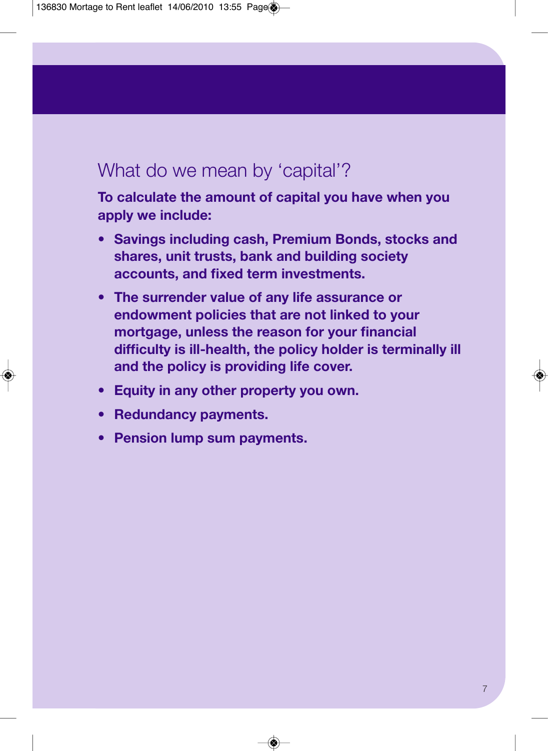## What do we mean by 'capital'?

**To calculate the amount of capital you have when you apply we include:**

- **Savings including cash, Premium Bonds, stocks and shares, unit trusts, bank and building society accounts, and fixed term investments.**
- **The surrender value of any life assurance or endowment policies that are not linked to your mortgage, unless the reason for your financial difficulty is ill-health, the policy holder is terminally ill and the policy is providing life cover.**
- **Equity in any other property you own.**
- **Redundancy payments.**
- **Pension lump sum payments.**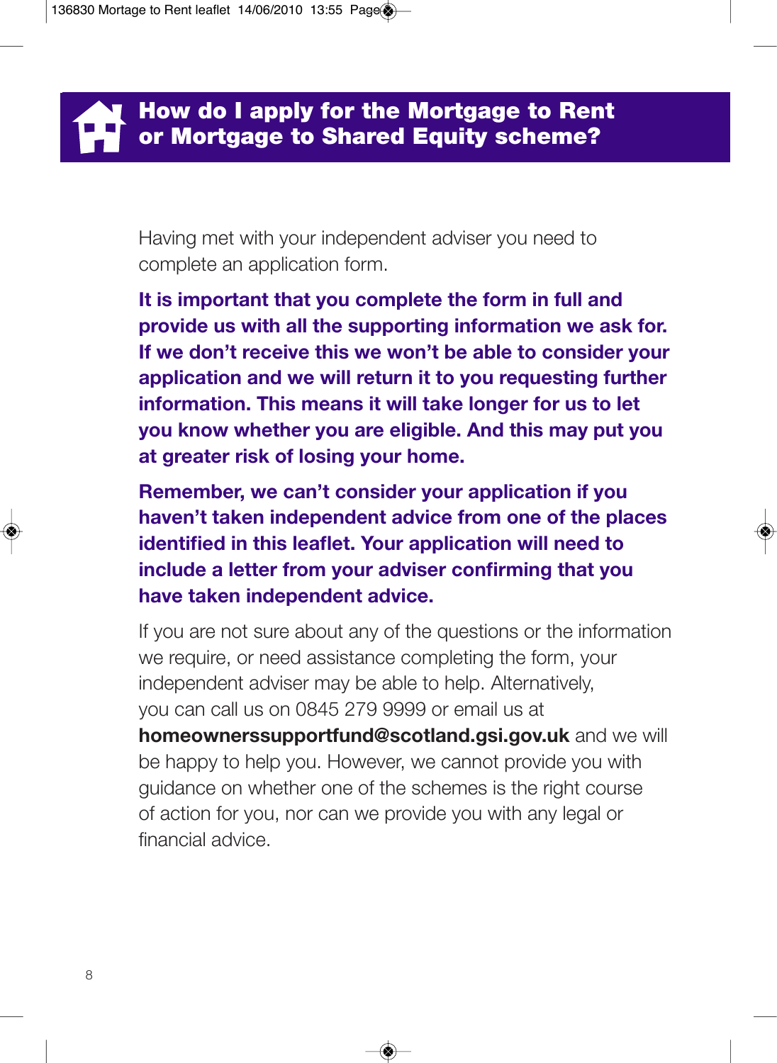## How do I apply for the Mortgage to Rent or Mortgage to Shared Equity scheme?

Having met with your independent adviser you need to complete an application form.

**It is important that you complete the form in full and provide us with all the supporting information we ask for. If we don't receive this we won't be able to consider your application and we will return it to you requesting further information. This means it will take longer for us to let you know whether you are eligible. And this may put you at greater risk of losing your home.**

**Remember, we can't consider your application if you haven't taken independent advice from one of the places identified in this leaflet. Your application will need to include a letter from your adviser confirming that you have taken independent advice.**

If you are not sure about any of the questions or the information we require, or need assistance completing the form, your independent adviser may be able to help. Alternatively, you can call us on 0845 279 9999 or email us at **homeownerssupportfund@scotland.gsi.gov.uk** and we will be happy to help you. However, we cannot provide you with guidance on whether one of the schemes is the right course of action for you, nor can we provide you with any legal or financial advice.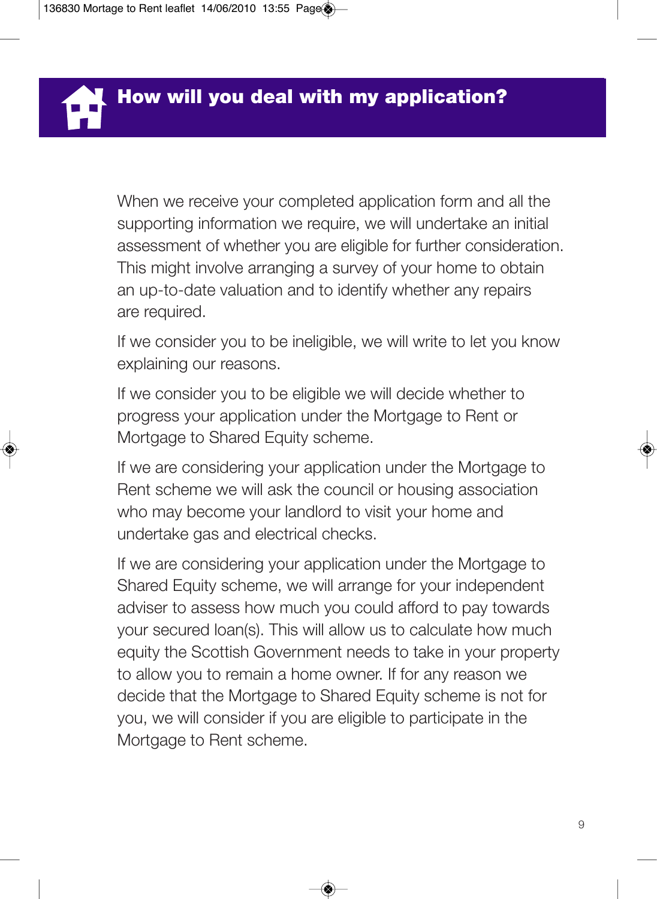## How will you deal with my application?

When we receive your completed application form and all the supporting information we require, we will undertake an initial assessment of whether you are eligible for further consideration. This might involve arranging a survey of your home to obtain an up-to-date valuation and to identify whether any repairs are required.

If we consider you to be ineligible, we will write to let you know explaining our reasons.

If we consider you to be eligible we will decide whether to progress your application under the Mortgage to Rent or Mortgage to Shared Equity scheme.

If we are considering your application under the Mortgage to Rent scheme we will ask the council or housing association who may become your landlord to visit your home and undertake gas and electrical checks.

If we are considering your application under the Mortgage to Shared Equity scheme, we will arrange for your independent adviser to assess how much you could afford to pay towards your secured loan(s). This will allow us to calculate how much equity the Scottish Government needs to take in your property to allow you to remain a home owner. If for any reason we decide that the Mortgage to Shared Equity scheme is not for you, we will consider if you are eligible to participate in the Mortgage to Rent scheme.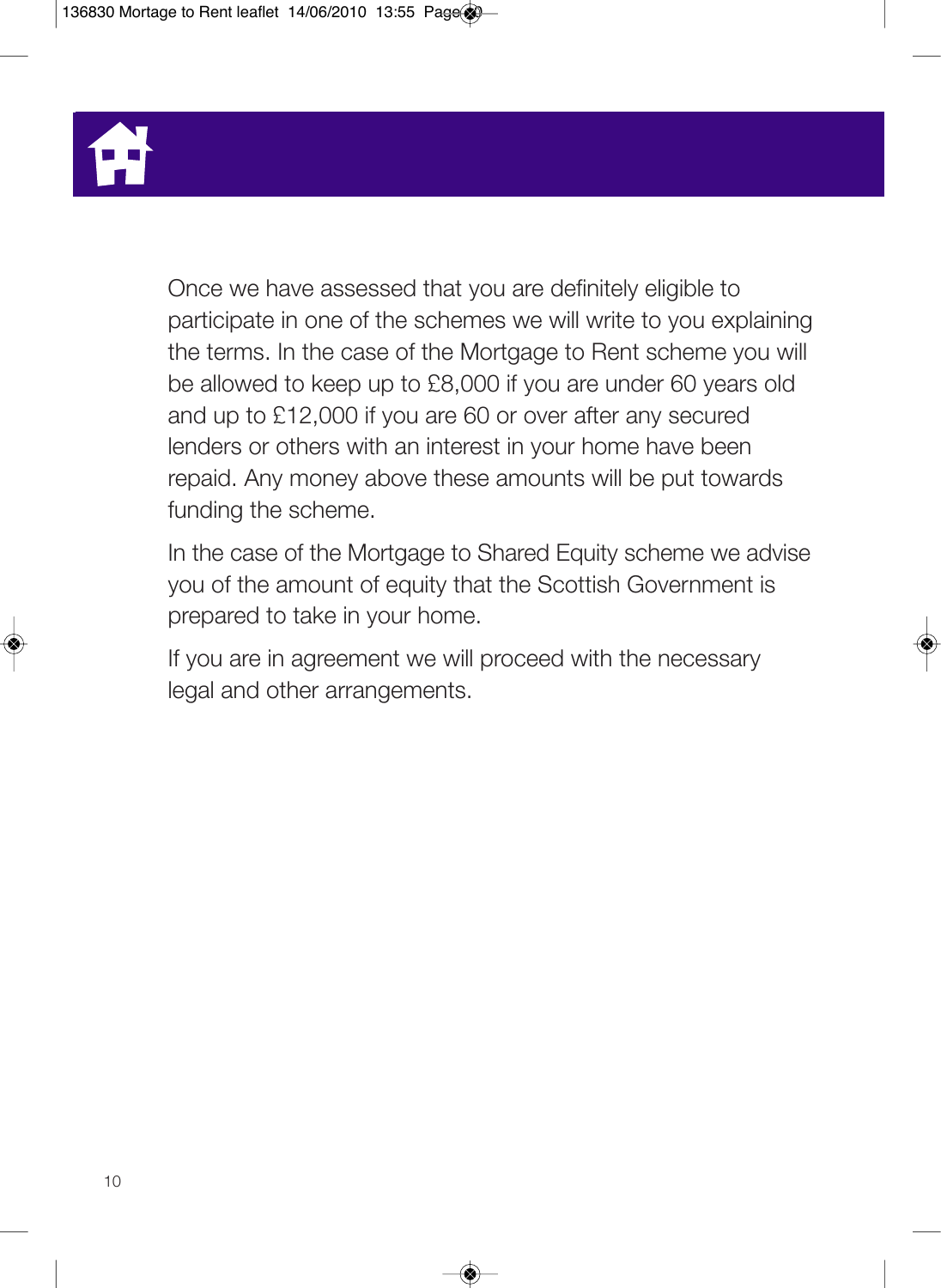Once we have assessed that you are definitely eligible to participate in one of the schemes we will write to you explaining the terms. In the case of the Mortgage to Rent scheme you will be allowed to keep up to £8,000 if you are under 60 years old and up to £12,000 if you are 60 or over after any secured lenders or others with an interest in your home have been repaid. Any money above these amounts will be put towards funding the scheme.

In the case of the Mortgage to Shared Equity scheme we advise you of the amount of equity that the Scottish Government is prepared to take in your home.

If you are in agreement we will proceed with the necessary legal and other arrangements.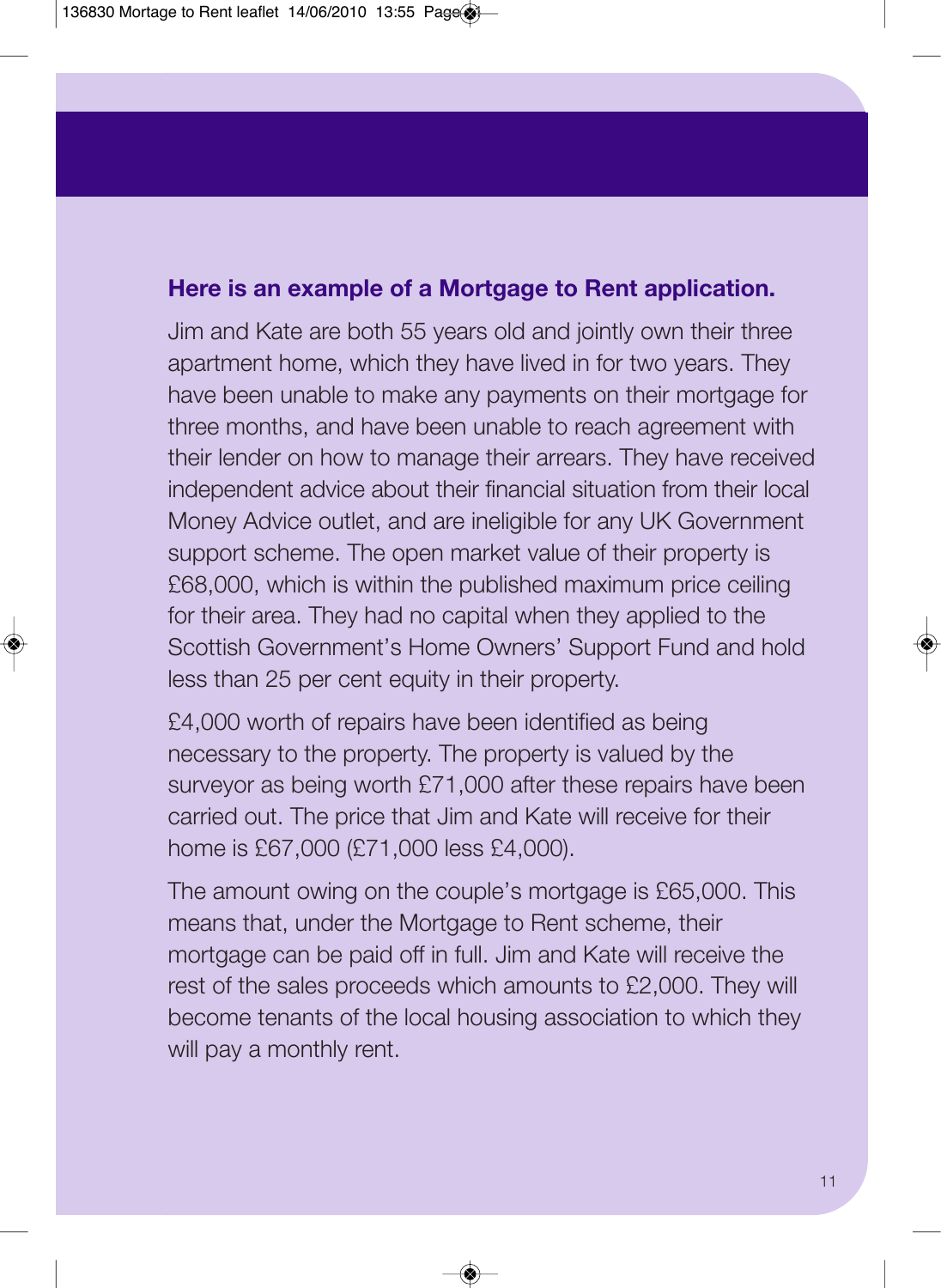**Here is an example of a Mortgage to Rent application.**

Jim and Kate are both 55 years old and jointly own their three apartment home, which they have lived in for two years. They have been unable to make any payments on their mortgage for three months, and have been unable to reach agreement with their lender on how to manage their arrears. They have received independent advice about their financial situation from their local Money Advice outlet, and are ineligible for any UK Government support scheme. The open market value of their property is £68,000, which is within the published maximum price ceiling for their area. They had no capital when they applied to the Scottish Government's Home Owners' Support Fund and hold less than 25 per cent equity in their property.

£4,000 worth of repairs have been identified as being necessary to the property. The property is valued by the surveyor as being worth £71,000 after these repairs have been carried out. The price that Jim and Kate will receive for their home is £67,000 (£71,000 less £4,000).

The amount owing on the couple's mortgage is £65,000. This means that, under the Mortgage to Rent scheme, their mortgage can be paid off in full. Jim and Kate will receive the rest of the sales proceeds which amounts to £2,000. They will become tenants of the local housing association to which they will pay a monthly rent.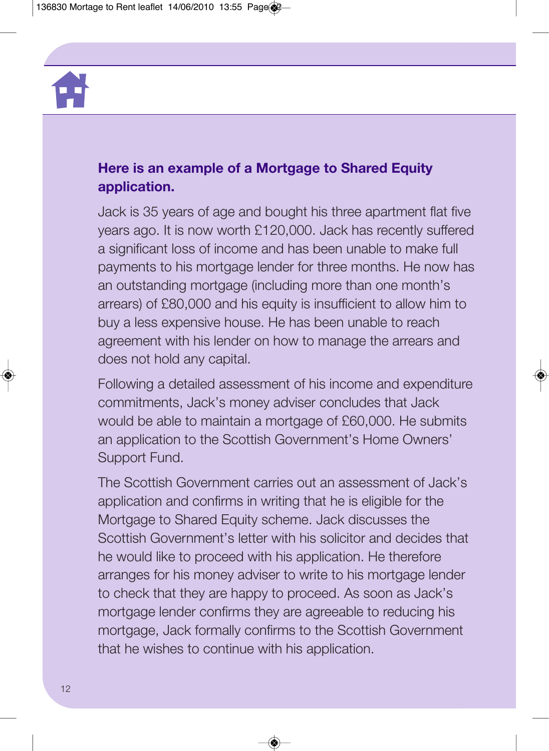**Here is an example of a Mortgage to Shared Equity application.**

Jack is 35 years of age and bought his three apartment flat five years ago. It is now worth £120,000. Jack has recently suffered a significant loss of income and has been unable to make full payments to his mortgage lender for three months. He now has an outstanding mortgage (including more than one month's arrears) of £80,000 and his equity is insufficient to allow him to buy a less expensive house. He has been unable to reach agreement with his lender on how to manage the arrears and does not hold any capital.

Following a detailed assessment of his income and expenditure commitments, Jack's money adviser concludes that Jack would be able to maintain a mortgage of £60,000. He submits an application to the Scottish Government's Home Owners' Support Fund.

The Scottish Government carries out an assessment of Jack's application and confirms in writing that he is eligible for the Mortgage to Shared Equity scheme. Jack discusses the Scottish Government's letter with his solicitor and decides that he would like to proceed with his application. He therefore arranges for his money adviser to write to his mortgage lender to check that they are happy to proceed. As soon as Jack's mortgage lender confirms they are agreeable to reducing his mortgage, Jack formally confirms to the Scottish Government that he wishes to continue with his application.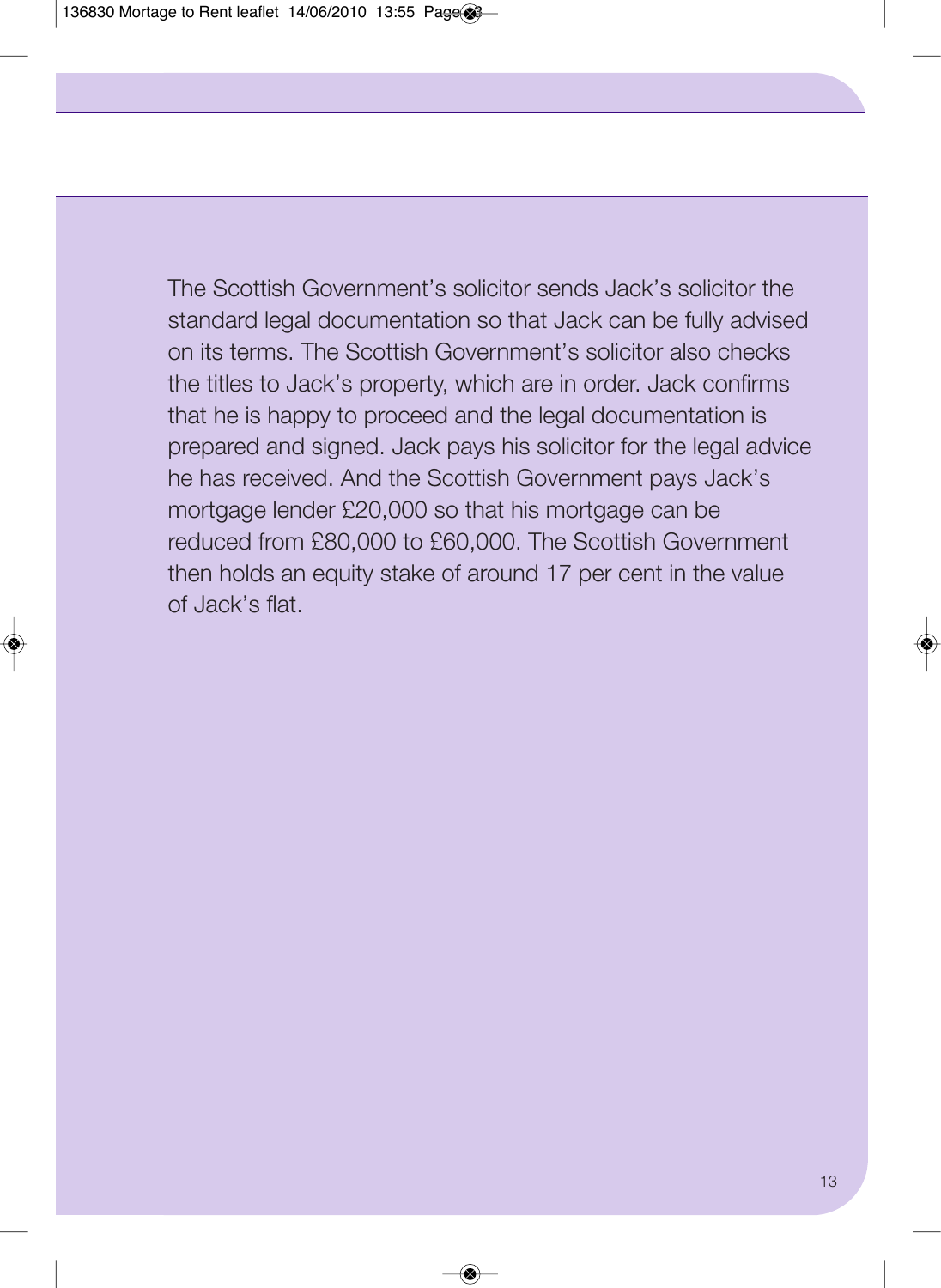The Scottish Government's solicitor sends Jack's solicitor the standard legal documentation so that Jack can be fully advised on its terms. The Scottish Government's solicitor also checks the titles to Jack's property, which are in order. Jack confirms that he is happy to proceed and the legal documentation is prepared and signed. Jack pays his solicitor for the legal advice he has received. And the Scottish Government pays Jack's mortgage lender £20,000 so that his mortgage can be reduced from £80,000 to £60,000. The Scottish Government then holds an equity stake of around 17 per cent in the value of Jack's flat.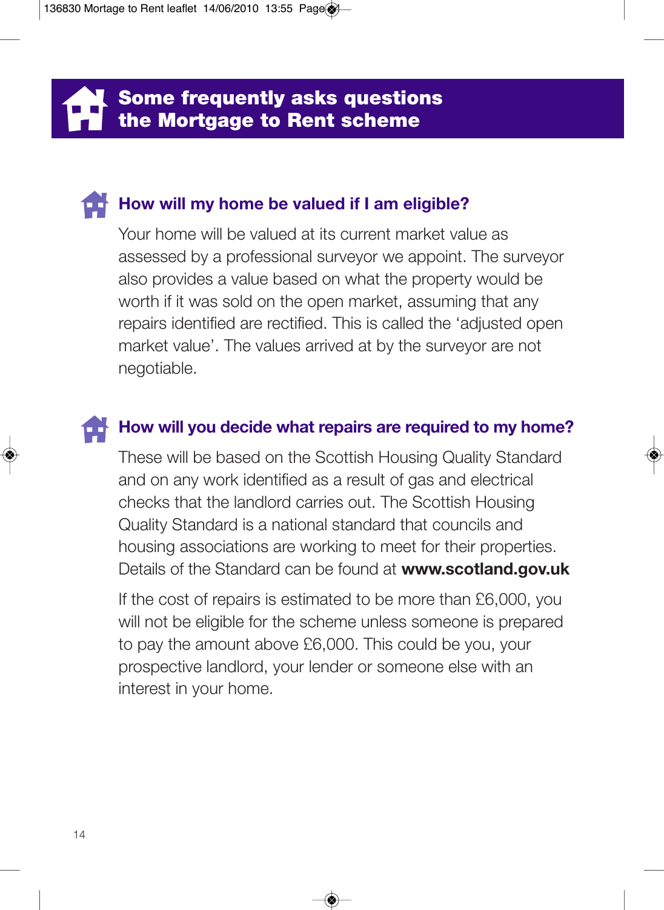# Some frequently asks questions the Mortgage to Rent scheme

## How will my home be valued if I am eligible?

Your home will be valued at its current market value as assessed by a professional surveyor we appoint. The surveyor also provides a value based on what the property would be worth if it was sold on the open market, assuming that any repairs identified are rectified. This is called the 'adjusted open market value'. The values arrived at by the surveyor are not negotiable.

## How will you decide what repairs are required to my home?

These will be based on the Scottish Housing Quality Standard and on any work identified as a result of gas and electrical checks that the landlord carries out. The Scottish Housing Quality Standard is a national standard that councils and housing associations are working to meet for their properties. Details of the Standard can be found at **www.scotland.gov.uk**

If the cost of repairs is estimated to be more than £6,000, you will not be eligible for the scheme unless someone is prepared to pay the amount above £6,000. This could be you, your prospective landlord, your lender or someone else with an interest in your home.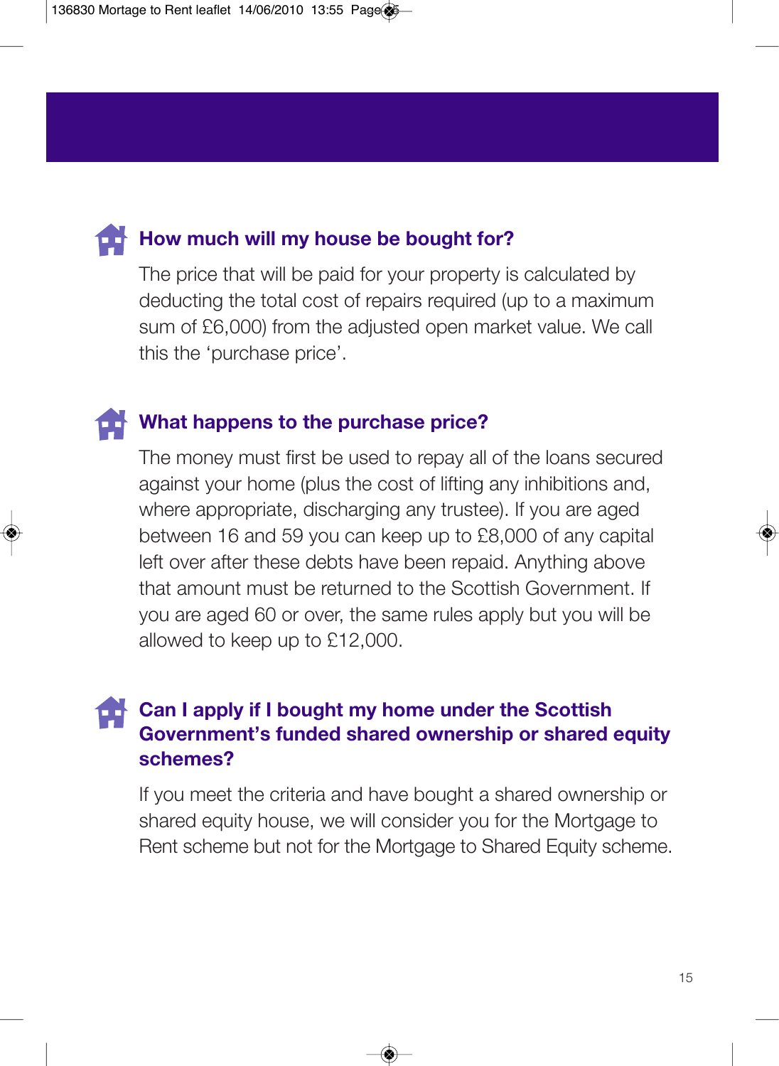### How much will my house be bought for?

The price that will be paid for your property is calculated by deducting the total cost of repairs required (up to a maximum sum of £6,000) from the adjusted open market value. We call this the 'purchase price'.

### What happens to the purchase price?

The money must first be used to repay all of the loans secured against your home (plus the cost of lifting any inhibitions and, where appropriate, discharging any trustee). If you are aged between 16 and 59 you can keep up to £8,000 of any capital left over after these debts have been repaid. Anything above that amount must be returned to the Scottish Government. If you are aged 60 or over, the same rules apply but you will be allowed to keep up to £12,000.

### Can I apply if I bought my home under the Scottish Government's funded shared ownership or shared equity schemes?

If you meet the criteria and have bought a shared ownership or shared equity house, we will consider you for the Mortgage to Rent scheme but not for the Mortgage to Shared Equity scheme.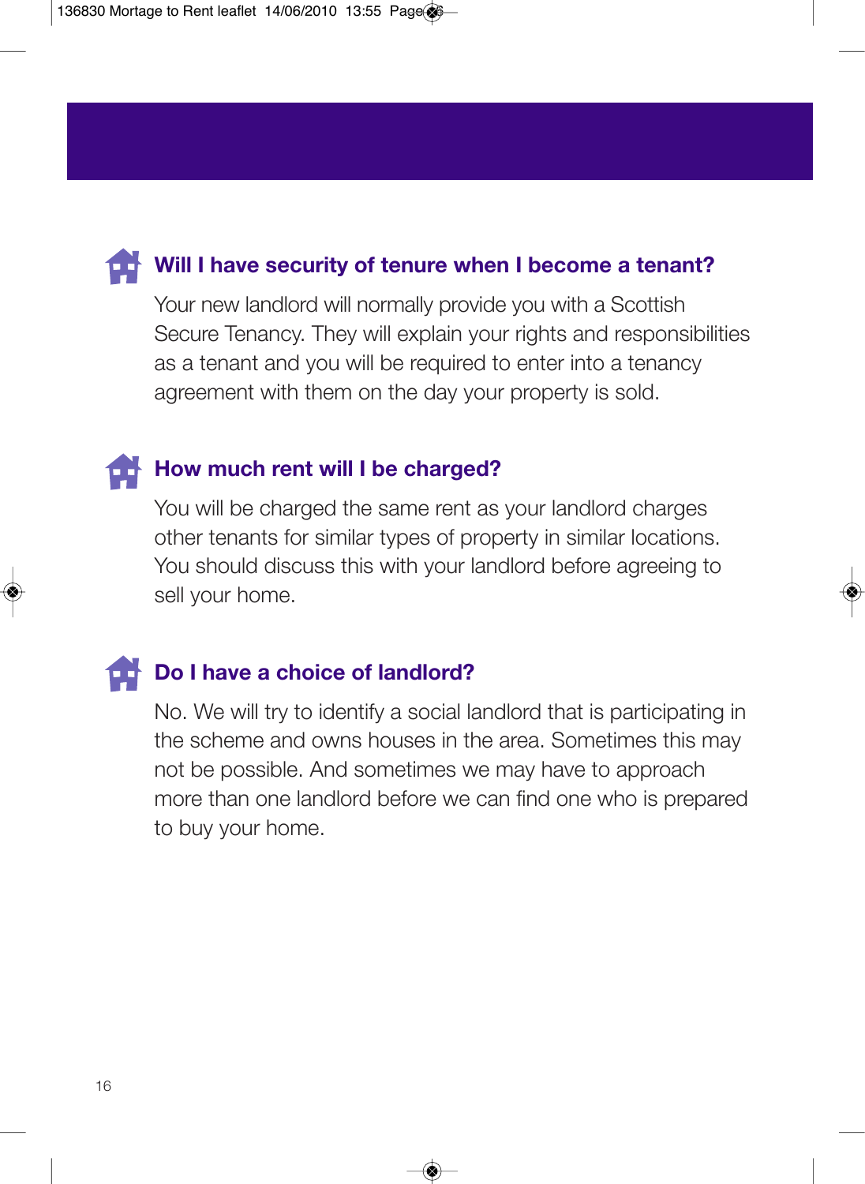### Will I have security of tenure when I become a tenant?

Your new landlord will normally provide you with a Scottish Secure Tenancy. They will explain your rights and responsibilities as a tenant and you will be required to enter into a tenancy agreement with them on the day your property is sold.

### How much rent will I be charged?

You will be charged the same rent as your landlord charges other tenants for similar types of property in similar locations. You should discuss this with your landlord before agreeing to sell your home.

### Do I have a choice of landlord?

No. We will try to identify a social landlord that is participating in the scheme and owns houses in the area. Sometimes this may not be possible. And sometimes we may have to approach more than one landlord before we can find one who is prepared to buy your home.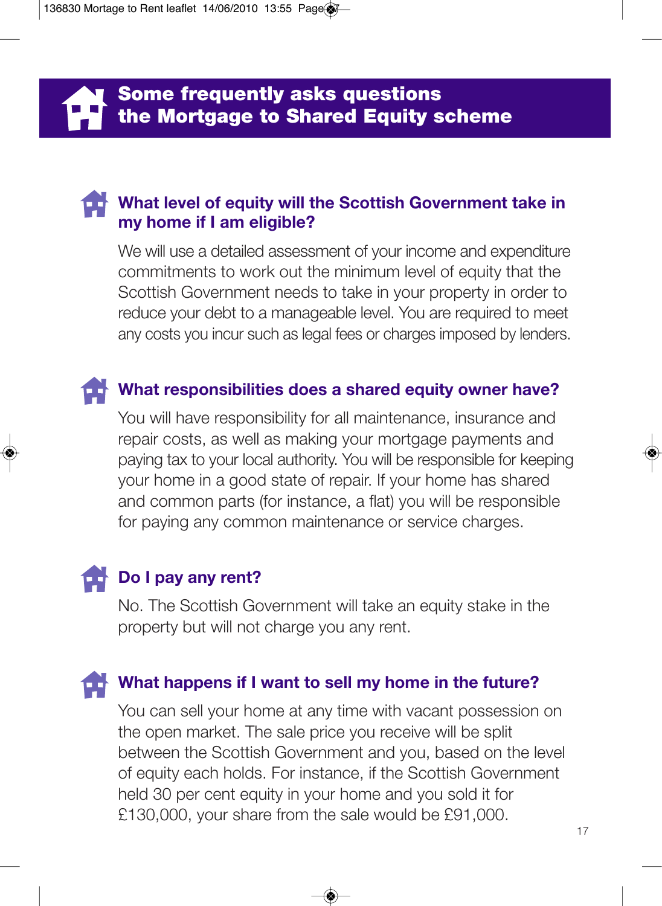# Some frequently asks questions the Mortgage to Shared Equity scheme

## What level of equity will the Scottish Government take in my home if I am eligible?

We will use a detailed assessment of your income and expenditure commitments to work out the minimum level of equity that the Scottish Government needs to take in your property in order to reduce your debt to a manageable level. You are required to meet any costs you incur such as legal fees or charges imposed by lenders.

## What responsibilities does a shared equity owner have?

You will have responsibility for all maintenance, insurance and repair costs, as well as making your mortgage payments and paying tax to your local authority. You will be responsible for keeping your home in a good state of repair. If your home has shared and common parts (for instance, a flat) you will be responsible for paying any common maintenance or service charges.

## Do I pay any rent?

No. The Scottish Government will take an equity stake in the property but will not charge you any rent.

## What happens if I want to sell my home in the future?

You can sell your home at any time with vacant possession on the open market. The sale price you receive will be split between the Scottish Government and you, based on the level of equity each holds. For instance, if the Scottish Government held 30 per cent equity in your home and you sold it for £130,000, your share from the sale would be £91,000.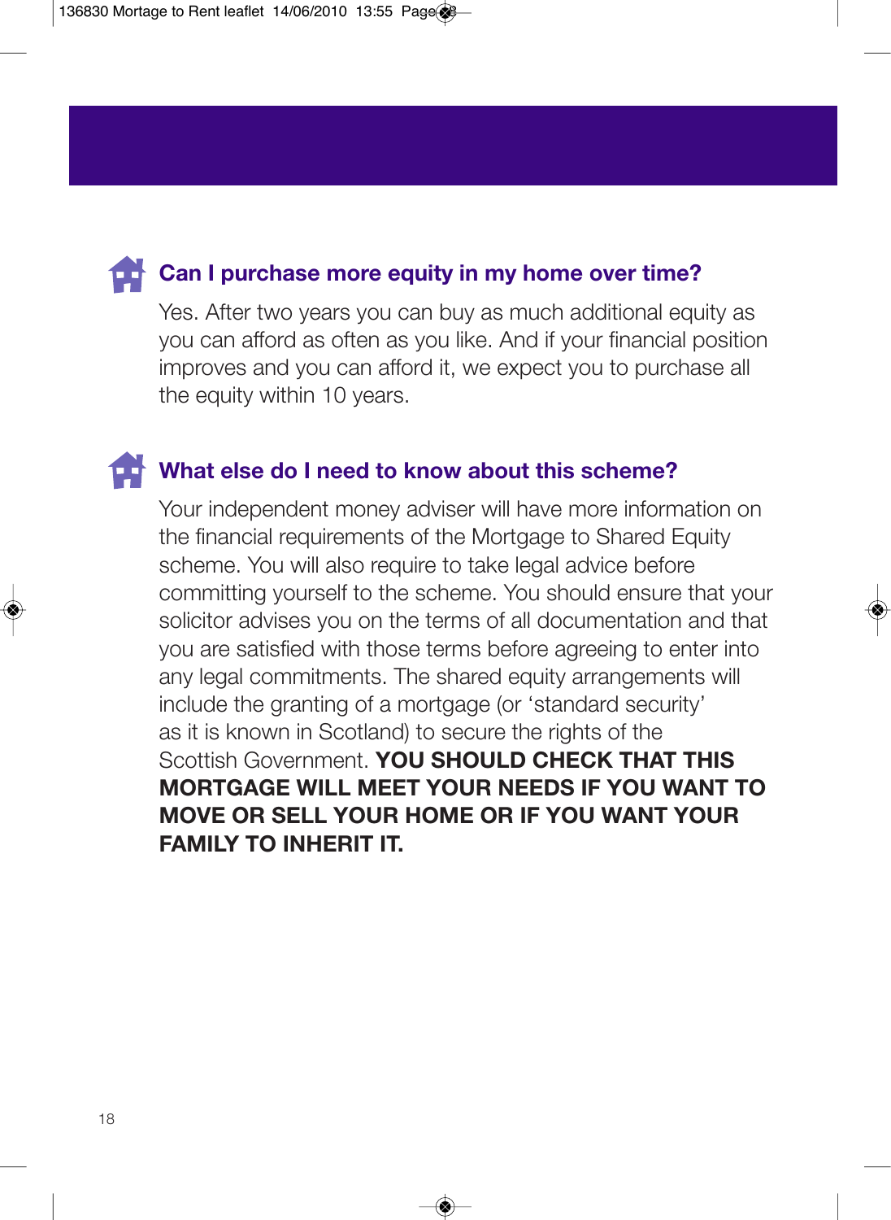## Can I purchase more equity in my home over time?

Yes. After two years you can buy as much additional equity as you can afford as often as you like. And if your financial position improves and you can afford it, we expect you to purchase all the equity within 10 years.

## What else do I need to know about this scheme?

Your independent money adviser will have more information on the financial requirements of the Mortgage to Shared Equity scheme. You will also require to take legal advice before committing yourself to the scheme. You should ensure that your solicitor advises you on the terms of all documentation and that you are satisfied with those terms before agreeing to enter into any legal commitments. The shared equity arrangements will include the granting of a mortgage (or 'standard security' as it is known in Scotland) to secure the rights of the Scottish Government. **YOU SHOULD CHECK THAT THIS MORTGAGE WILL MEET YOUR NEEDS IF YOU WANT TO MOVE OR SELL YOUR HOME OR IF YOU WANT YOUR FAMILY TO INHERIT IT.**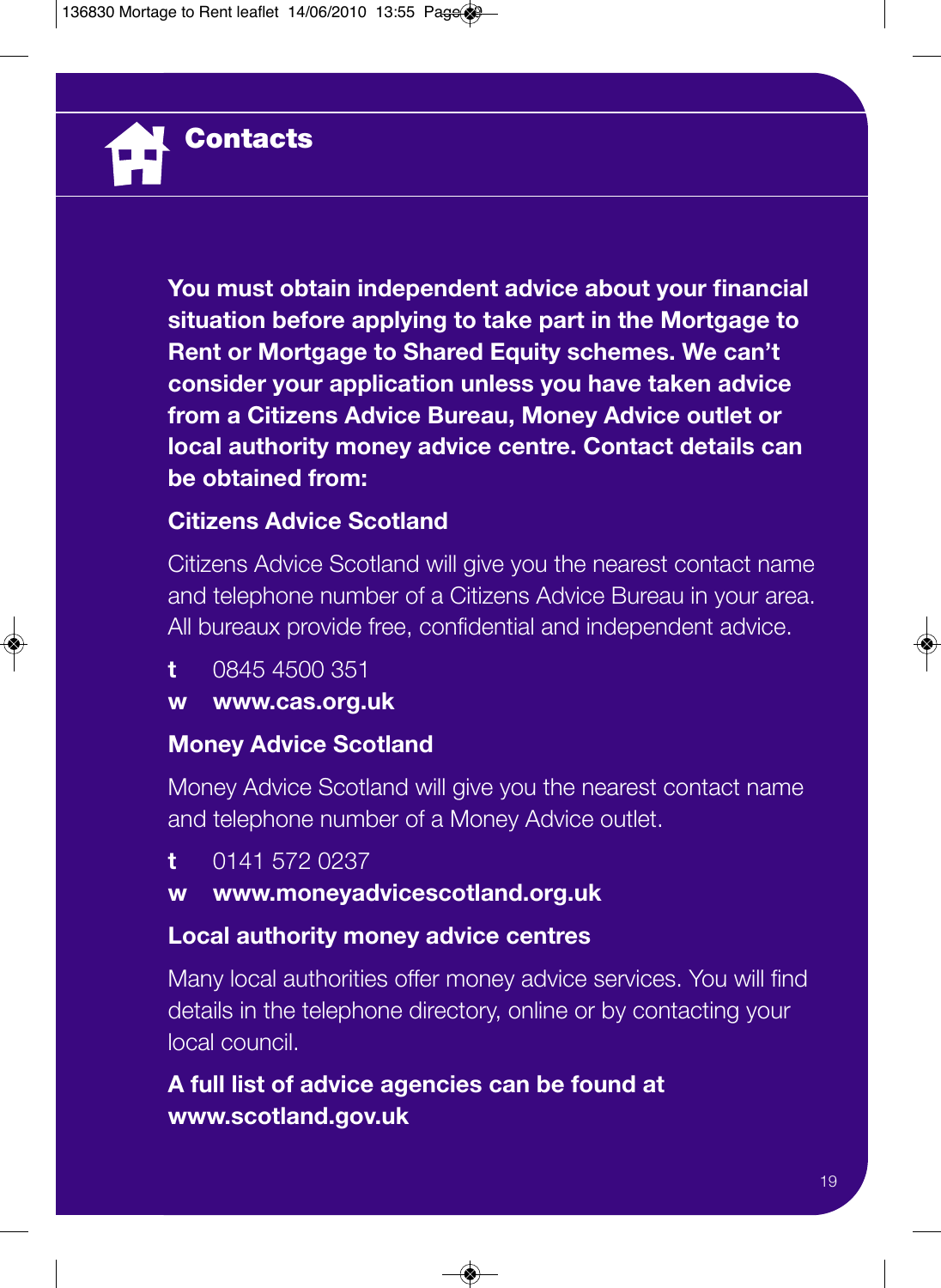# Contacts

**You must obtain independent advice about your financial situation before applying to take part in the Mortgage to Rent or Mortgage to Shared Equity schemes. We can't consider your application unless you have taken advice from a Citizens Advice Bureau, Money Advice outlet or local authority money advice centre. Contact details can be obtained from:**

### Citizens Advice Scotland

Citizens Advice Scotland will give you the nearest contact name and telephone number of a Citizens Advice Bureau in your area. All bureaux provide free, confidential and independent advice.

**t** 0845 4500 351
**w** **www.cas.org.uk**

### Money Advice Scotland

Money Advice Scotland will give you the nearest contact name and telephone number of a Money Advice outlet.

**t** 0141 572 0237
**w** **www.moneyadvicescotland.org.uk**

### Local authority money advice centres

Many local authorities offer money advice services. You will find details in the telephone directory, online or by contacting your local council.

**A full list of advice agencies can be found at www.scotland.gov.uk**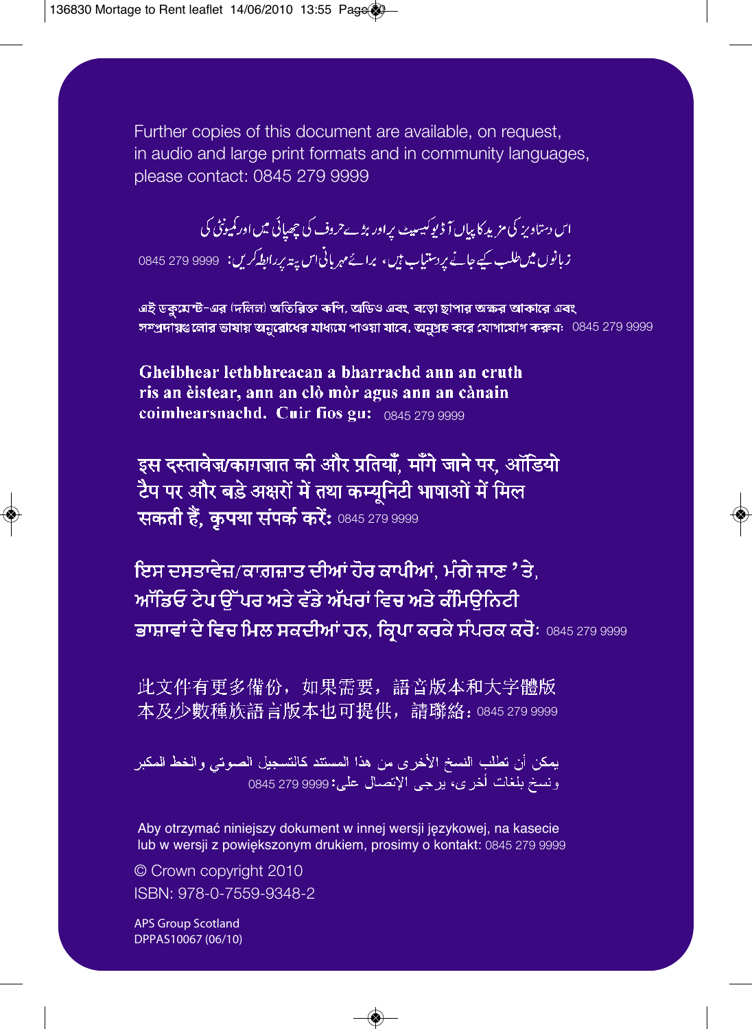Further copies of this document are available, on request, in audio and large print formats and in community languages, please contact: 0845 279 9999

اس دستاویز کی مزید کاپیاں آڈیو کیسیٹ پر اور بڑے حروف کی چھپائی میں اور کمیونٹی کی زبانوں میں طلب کیے جانے پر دستیاب ہیں، برائے مہربانی اس پتہ پر رابطہ کریں: 0845 279 9999

এই ডকুমেন্ট-এর (দলিল) অতিরিক্ত কপি, অডিও এবং বড়ো ছাপার অক্ষর আকারে এবং সম্প্রদায়গুলোর ভাষায় অনুরোধের মাধ্যমে পাওয়া যাবে, অনুগ্রহ করে যোগাযোগ করুন: 0845 279 9999

Gheibhear lethbhreacan a bharrachd ann an cruth ris an èistear, ann an clò mòr agus ann an cànain coimhearsnachd. Cuir fios gu: 0845 279 9999

इस दस्तावेज़/काग़ज़ात की और प्रतियाँ, माँगे जाने पर, ऑडियो टैप पर और बड़े अक्षरों में तथा कम्यूनिटी भाषाओं में मिल सकती हैं, कृपया संपर्क करें: 0845 279 9999

ਇਸ ਦਸਤਾਵੇਜ਼/ਕਾਗ਼ਜ਼ਾਤ ਦੀਆਂ ਹੋਰ ਕਾਪੀਆਂ, ਮੰਗੇ ਜਾਣ ’ਤੇ, ਔਡਿਓ ਟੇਪ ਉੱਪਰ ਅਤੇ ਵੱਡੇ ਅੱਖਰਾਂ ਵਿਚ ਅਤੇ ਕੰਮਿਉਨਿਟੀ ਭਾਸ਼ਾਵਾਂ ਦੇ ਵਿਚ ਮਿਲ ਸਕਦੀਆਂ ਹਨ, ਕ੍ਰਿਪਾ ਕਰਕੇ ਸੰਪਰਕ ਕਰੋ: 0845 279 9999

此文件有更多備份，如果需要，語音版本和大字體版本及少數種族語言版本也可提供，請聯絡：0845 279 9999

يمكن أن تطلب النسخ الأخرى من هذا المستند كالتسجيل الصوتي والخط المكبر ونسخ بلغات أخرى، يرجى الإتصال على: 0845 279 9999

Aby otrzymać niniejszy dokument w innej wersji językowej, na kasecie lub w wersji z powiększonym drukiem, prosimy o kontakt: 0845 279 9999

© Crown copyright 2010

ISBN: 978-0-7559-9348-2

APS Group Scotland

DPPAS10067 (06/10)